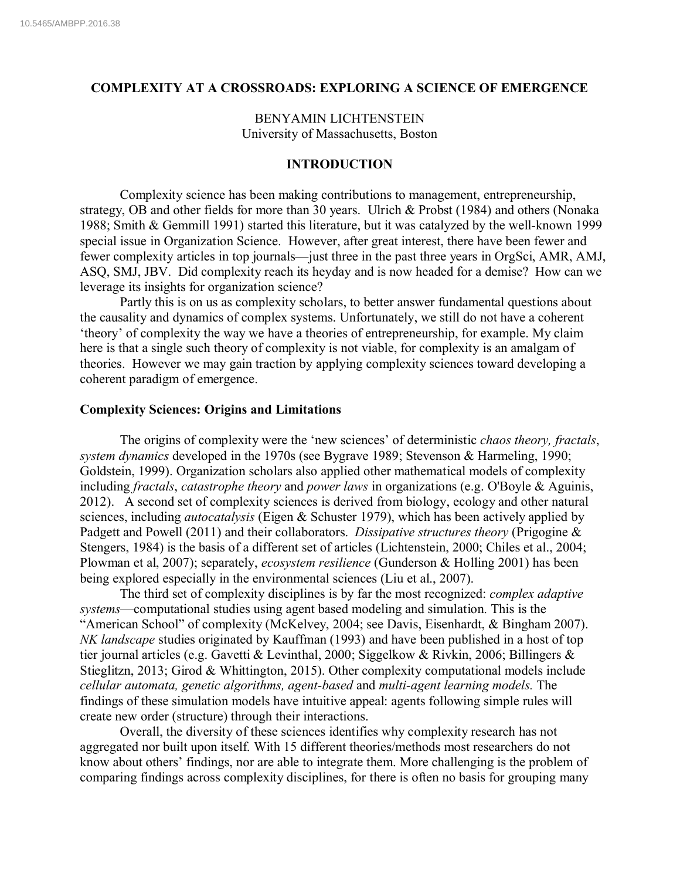# COMPLEXITY AT A CROSSROADS: EXPLORING A SCIENCE OF EMERGENCE

BENYAMIN LICHTENSTEIN
University of Massachusetts, Boston

## INTRODUCTION

Complexity science has been making contributions to management, entrepreneurship, strategy, OB and other fields for more than 30 years. Ulrich & Probst (1984) and others (Nonaka 1988; Smith & Gemmill 1991) started this literature, but it was catalyzed by the well-known 1999 special issue in Organization Science. However, after great interest, there have been fewer and fewer complexity articles in top journals—just three in the past three years in OrgSci, AMR, AMJ, ASQ, SMJ, JBV. Did complexity reach its heyday and is now headed for a demise? How can we leverage its insights for organization science?

Partly this is on us as complexity scholars, to better answer fundamental questions about the causality and dynamics of complex systems. Unfortunately, we still do not have a coherent 'theory' of complexity the way we have a theories of entrepreneurship, for example. My claim here is that a single such theory of complexity is not viable, for complexity is an amalgam of theories. However we may gain traction by applying complexity sciences toward developing a coherent paradigm of emergence.

### Complexity Sciences: Origins and Limitations

The origins of complexity were the 'new sciences' of deterministic *chaos theory, fractals*, *system dynamics* developed in the 1970s (see Bygrave 1989; Stevenson & Harmeling, 1990; Goldstein, 1999). Organization scholars also applied other mathematical models of complexity including *fractals*, *catastrophe theory* and *power laws* in organizations (e.g. O'Boyle & Aguinis, 2012). A second set of complexity sciences is derived from biology, ecology and other natural sciences, including *autocatalysis* (Eigen & Schuster 1979), which has been actively applied by Padgett and Powell (2011) and their collaborators. *Dissipative structures theory* (Prigogine & Stengers, 1984) is the basis of a different set of articles (Lichtenstein, 2000; Chiles et al., 2004; Plowman et al, 2007); separately, *ecosystem resilience* (Gunderson & Holling 2001) has been being explored especially in the environmental sciences (Liu et al., 2007).

The third set of complexity disciplines is by far the most recognized: *complex adaptive systems*—computational studies using agent based modeling and simulation. This is the "American School" of complexity (McKelvey, 2004; see Davis, Eisenhardt, & Bingham 2007). *NK landscape* studies originated by Kauffman (1993) and have been published in a host of top tier journal articles (e.g. Gavetti & Levinthal, 2000; Siggelkow & Rivkin, 2006; Billingers & Stieglitzn, 2013; Girod & Whittington, 2015). Other complexity computational models include *cellular automata, genetic algorithms, agent-based* and *multi-agent learning models.* The findings of these simulation models have intuitive appeal: agents following simple rules will create new order (structure) through their interactions.

Overall, the diversity of these sciences identifies why complexity research has not aggregated nor built upon itself. With 15 different theories/methods most researchers do not know about others' findings, nor are able to integrate them. More challenging is the problem of comparing findings across complexity disciplines, for there is often no basis for grouping many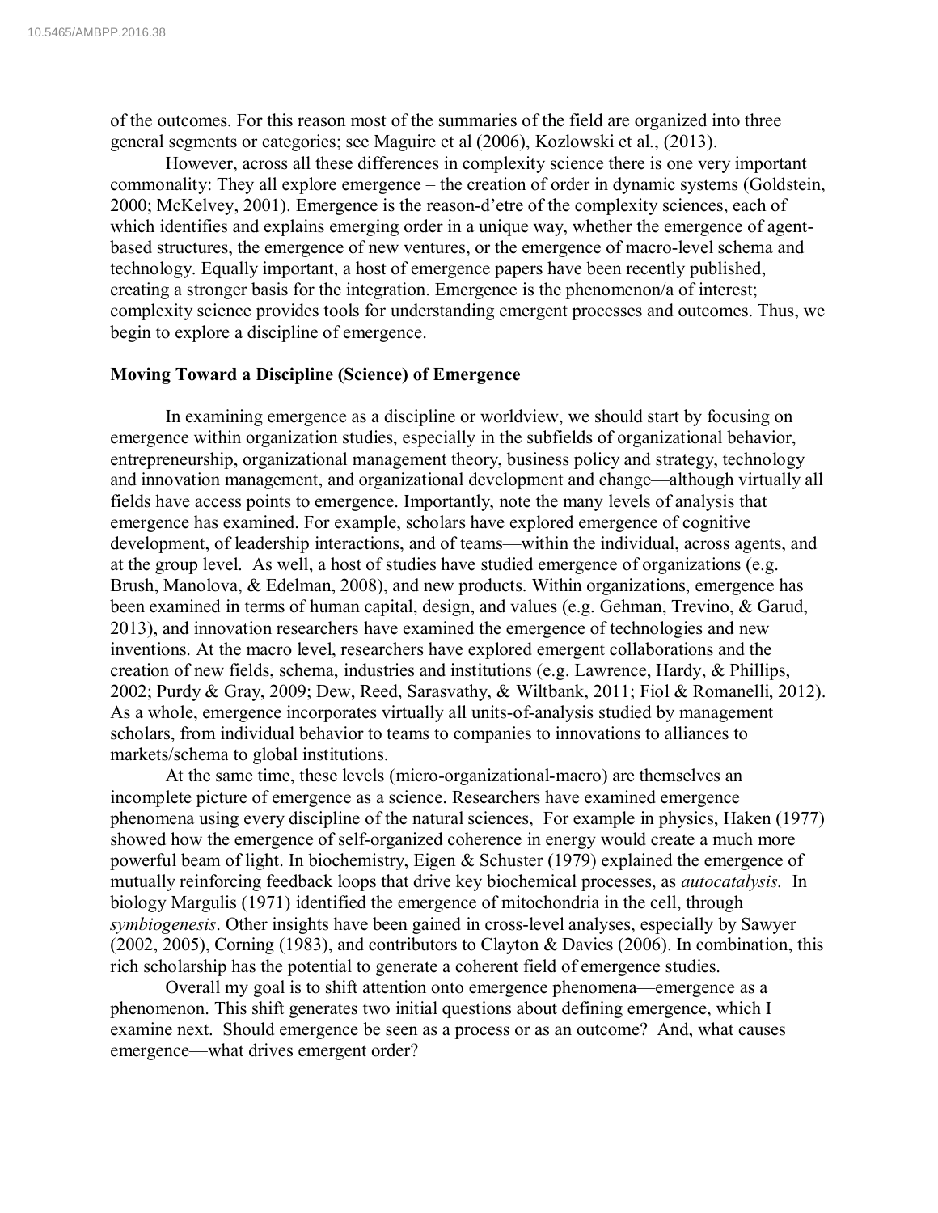of the outcomes. For this reason most of the summaries of the field are organized into three general segments or categories; see Maguire et al (2006), Kozlowski et al., (2013).

However, across all these differences in complexity science there is one very important commonality: They all explore emergence – the creation of order in dynamic systems (Goldstein, 2000; McKelvey, 2001). Emergence is the reason-d'etre of the complexity sciences, each of which identifies and explains emerging order in a unique way, whether the emergence of agent-based structures, the emergence of new ventures, or the emergence of macro-level schema and technology. Equally important, a host of emergence papers have been recently published, creating a stronger basis for the integration. Emergence is the phenomenon/a of interest; complexity science provides tools for understanding emergent processes and outcomes. Thus, we begin to explore a discipline of emergence.

### Moving Toward a Discipline (Science) of Emergence

In examining emergence as a discipline or worldview, we should start by focusing on emergence within organization studies, especially in the subfields of organizational behavior, entrepreneurship, organizational management theory, business policy and strategy, technology and innovation management, and organizational development and change—although virtually all fields have access points to emergence. Importantly, note the many levels of analysis that emergence has examined. For example, scholars have explored emergence of cognitive development, of leadership interactions, and of teams—within the individual, across agents, and at the group level. As well, a host of studies have studied emergence of organizations (e.g. Brush, Manolova, & Edelman, 2008), and new products. Within organizations, emergence has been examined in terms of human capital, design, and values (e.g. Gehman, Trevino, & Garud, 2013), and innovation researchers have examined the emergence of technologies and new inventions. At the macro level, researchers have explored emergent collaborations and the creation of new fields, schema, industries and institutions (e.g. Lawrence, Hardy, & Phillips, 2002; Purdy & Gray, 2009; Dew, Reed, Sarasvathy, & Wiltbank, 2011; Fiol & Romanelli, 2012). As a whole, emergence incorporates virtually all units-of-analysis studied by management scholars, from individual behavior to teams to companies to innovations to alliances to markets/schema to global institutions.

At the same time, these levels (micro-organizational-macro) are themselves an incomplete picture of emergence as a science. Researchers have examined emergence phenomena using every discipline of the natural sciences, For example in physics, Haken (1977) showed how the emergence of self-organized coherence in energy would create a much more powerful beam of light. In biochemistry, Eigen & Schuster (1979) explained the emergence of mutually reinforcing feedback loops that drive key biochemical processes, as *autocatalysis.* In biology Margulis (1971) identified the emergence of mitochondria in the cell, through *symbiogenesis*. Other insights have been gained in cross-level analyses, especially by Sawyer (2002, 2005), Corning (1983), and contributors to Clayton & Davies (2006). In combination, this rich scholarship has the potential to generate a coherent field of emergence studies.

Overall my goal is to shift attention onto emergence phenomena—emergence as a phenomenon. This shift generates two initial questions about defining emergence, which I examine next. Should emergence be seen as a process or as an outcome? And, what causes emergence—what drives emergent order?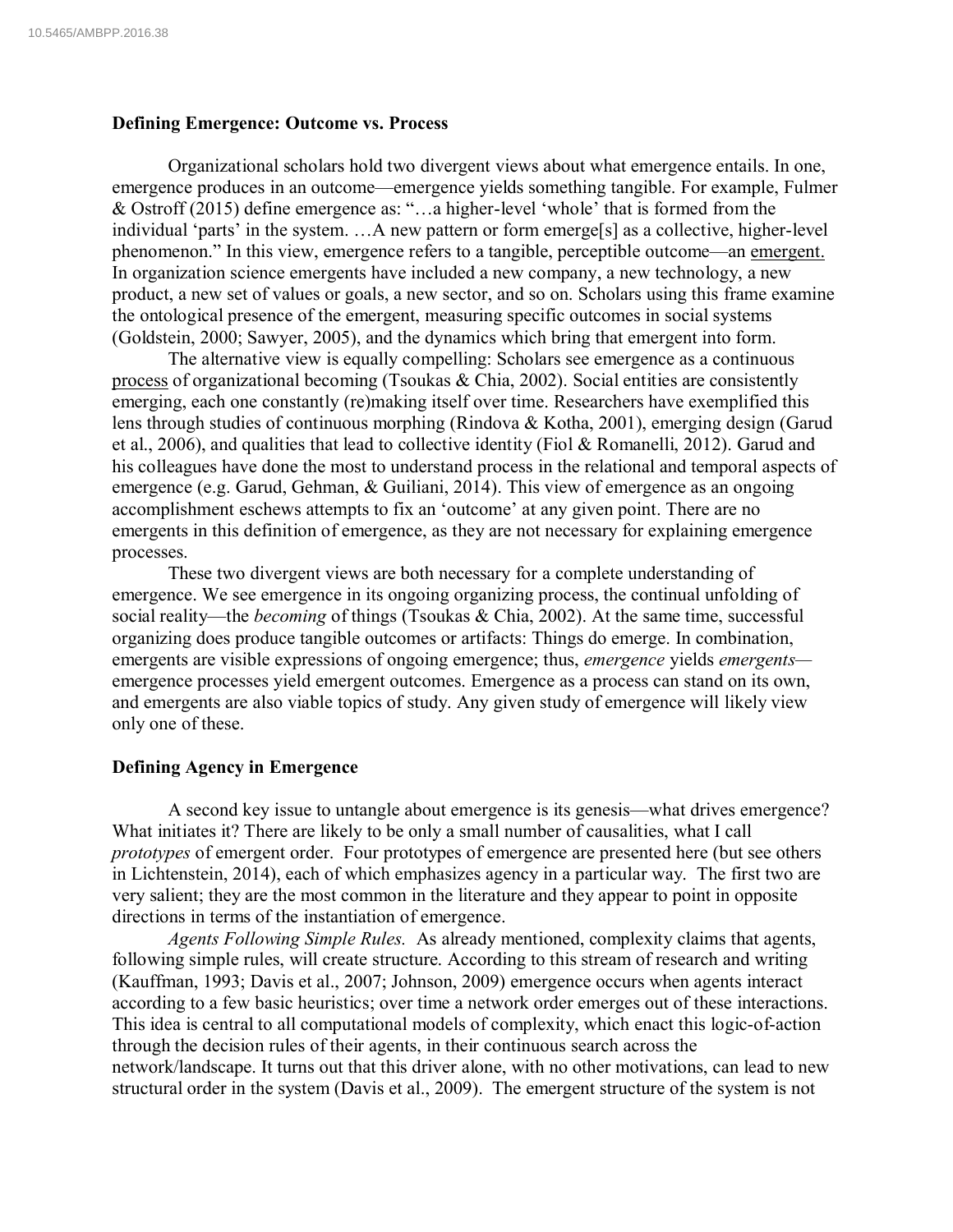### Defining Emergence: Outcome vs. Process

Organizational scholars hold two divergent views about what emergence entails. In one, emergence produces in an outcome—emergence yields something tangible. For example, Fulmer & Ostroff (2015) define emergence as: "…a higher-level 'whole' that is formed from the individual 'parts' in the system. …A new pattern or form emerge[s] as a collective, higher-level phenomenon." In this view, emergence refers to a tangible, perceptible outcome—an emergent. In organization science emergents have included a new company, a new technology, a new product, a new set of values or goals, a new sector, and so on. Scholars using this frame examine the ontological presence of the emergent, measuring specific outcomes in social systems (Goldstein, 2000; Sawyer, 2005), and the dynamics which bring that emergent into form.

The alternative view is equally compelling: Scholars see emergence as a continuous process of organizational becoming (Tsoukas & Chia, 2002). Social entities are consistently emerging, each one constantly (re)making itself over time. Researchers have exemplified this lens through studies of continuous morphing (Rindova & Kotha, 2001), emerging design (Garud et al., 2006), and qualities that lead to collective identity (Fiol & Romanelli, 2012). Garud and his colleagues have done the most to understand process in the relational and temporal aspects of emergence (e.g. Garud, Gehman, & Guiliani, 2014). This view of emergence as an ongoing accomplishment eschews attempts to fix an 'outcome' at any given point. There are no emergents in this definition of emergence, as they are not necessary for explaining emergence processes.

These two divergent views are both necessary for a complete understanding of emergence. We see emergence in its ongoing organizing process, the continual unfolding of social reality—the *becoming* of things (Tsoukas & Chia, 2002). At the same time, successful organizing does produce tangible outcomes or artifacts: Things do emerge. In combination, emergents are visible expressions of ongoing emergence; thus, *emergence* yields *emergents*—emergence processes yield emergent outcomes. Emergence as a process can stand on its own, and emergents are also viable topics of study. Any given study of emergence will likely view only one of these.

### Defining Agency in Emergence

A second key issue to untangle about emergence is its genesis—what drives emergence? What initiates it? There are likely to be only a small number of causalities, what I call *prototypes* of emergent order. Four prototypes of emergence are presented here (but see others in Lichtenstein, 2014), each of which emphasizes agency in a particular way. The first two are very salient; they are the most common in the literature and they appear to point in opposite directions in terms of the instantiation of emergence.

*Agents Following Simple Rules.* As already mentioned, complexity claims that agents, following simple rules, will create structure. According to this stream of research and writing (Kauffman, 1993; Davis et al., 2007; Johnson, 2009) emergence occurs when agents interact according to a few basic heuristics; over time a network order emerges out of these interactions. This idea is central to all computational models of complexity, which enact this logic-of-action through the decision rules of their agents, in their continuous search across the network/landscape. It turns out that this driver alone, with no other motivations, can lead to new structural order in the system (Davis et al., 2009). The emergent structure of the system is not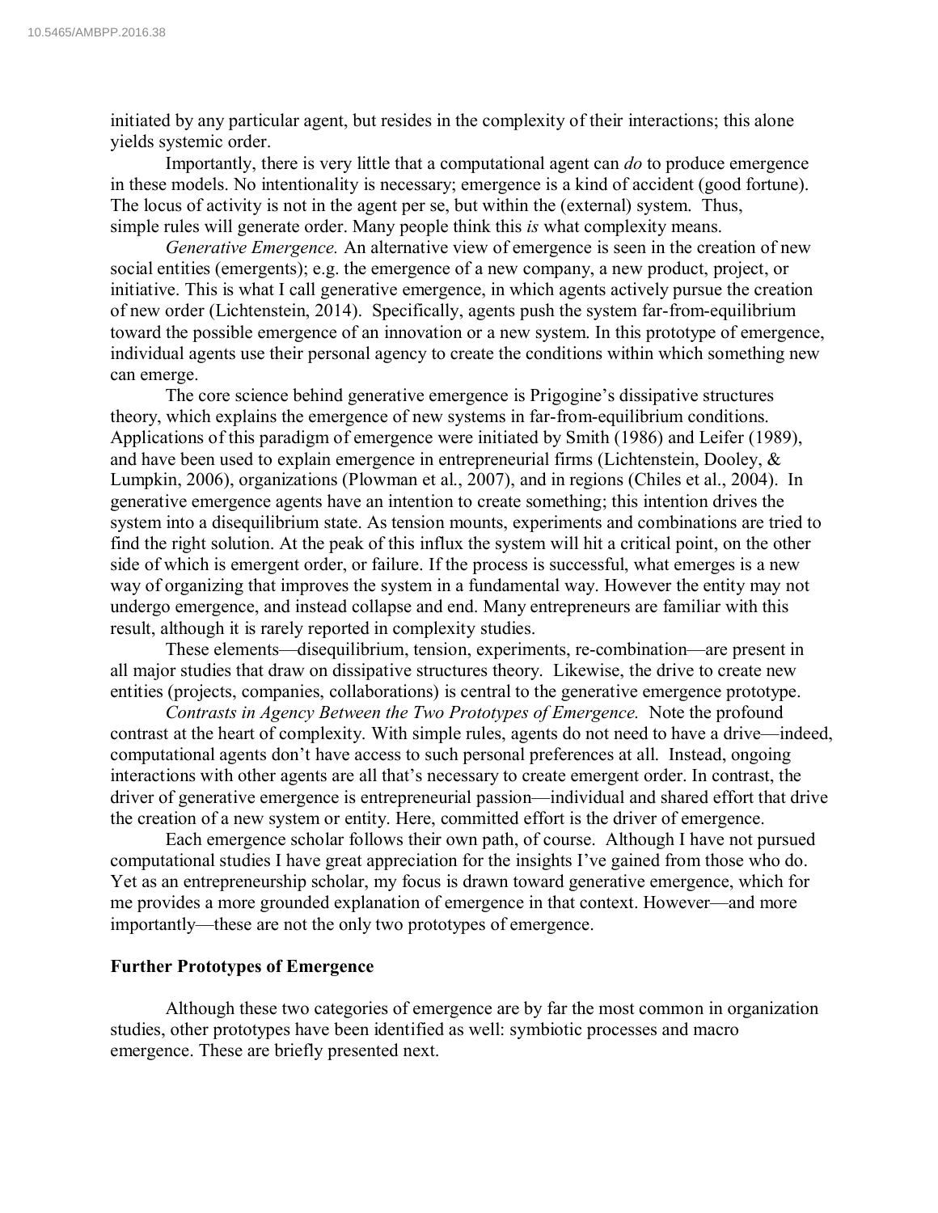initiated by any particular agent, but resides in the complexity of their interactions; this alone yields systemic order.

Importantly, there is very little that a computational agent can *do* to produce emergence in these models. No intentionality is necessary; emergence is a kind of accident (good fortune). The locus of activity is not in the agent per se, but within the (external) system. Thus, simple rules will generate order. Many people think this *is* what complexity means.

*Generative Emergence.* An alternative view of emergence is seen in the creation of new social entities (emergents); e.g. the emergence of a new company, a new product, project, or initiative. This is what I call generative emergence, in which agents actively pursue the creation of new order (Lichtenstein, 2014). Specifically, agents push the system far-from-equilibrium toward the possible emergence of an innovation or a new system. In this prototype of emergence, individual agents use their personal agency to create the conditions within which something new can emerge.

The core science behind generative emergence is Prigogine's dissipative structures theory, which explains the emergence of new systems in far-from-equilibrium conditions. Applications of this paradigm of emergence were initiated by Smith (1986) and Leifer (1989), and have been used to explain emergence in entrepreneurial firms (Lichtenstein, Dooley, & Lumpkin, 2006), organizations (Plowman et al., 2007), and in regions (Chiles et al., 2004). In generative emergence agents have an intention to create something; this intention drives the system into a disequilibrium state. As tension mounts, experiments and combinations are tried to find the right solution. At the peak of this influx the system will hit a critical point, on the other side of which is emergent order, or failure. If the process is successful, what emerges is a new way of organizing that improves the system in a fundamental way. However the entity may not undergo emergence, and instead collapse and end. Many entrepreneurs are familiar with this result, although it is rarely reported in complexity studies.

These elements—disequilibrium, tension, experiments, re-combination—are present in all major studies that draw on dissipative structures theory. Likewise, the drive to create new entities (projects, companies, collaborations) is central to the generative emergence prototype.

*Contrasts in Agency Between the Two Prototypes of Emergence.* Note the profound contrast at the heart of complexity. With simple rules, agents do not need to have a drive—indeed, computational agents don't have access to such personal preferences at all. Instead, ongoing interactions with other agents are all that's necessary to create emergent order. In contrast, the driver of generative emergence is entrepreneurial passion—individual and shared effort that drive the creation of a new system or entity. Here, committed effort is the driver of emergence.

Each emergence scholar follows their own path, of course. Although I have not pursued computational studies I have great appreciation for the insights I've gained from those who do. Yet as an entrepreneurship scholar, my focus is drawn toward generative emergence, which for me provides a more grounded explanation of emergence in that context. However—and more importantly—these are not the only two prototypes of emergence.

## Further Prototypes of Emergence

Although these two categories of emergence are by far the most common in organization studies, other prototypes have been identified as well: symbiotic processes and macro emergence. These are briefly presented next.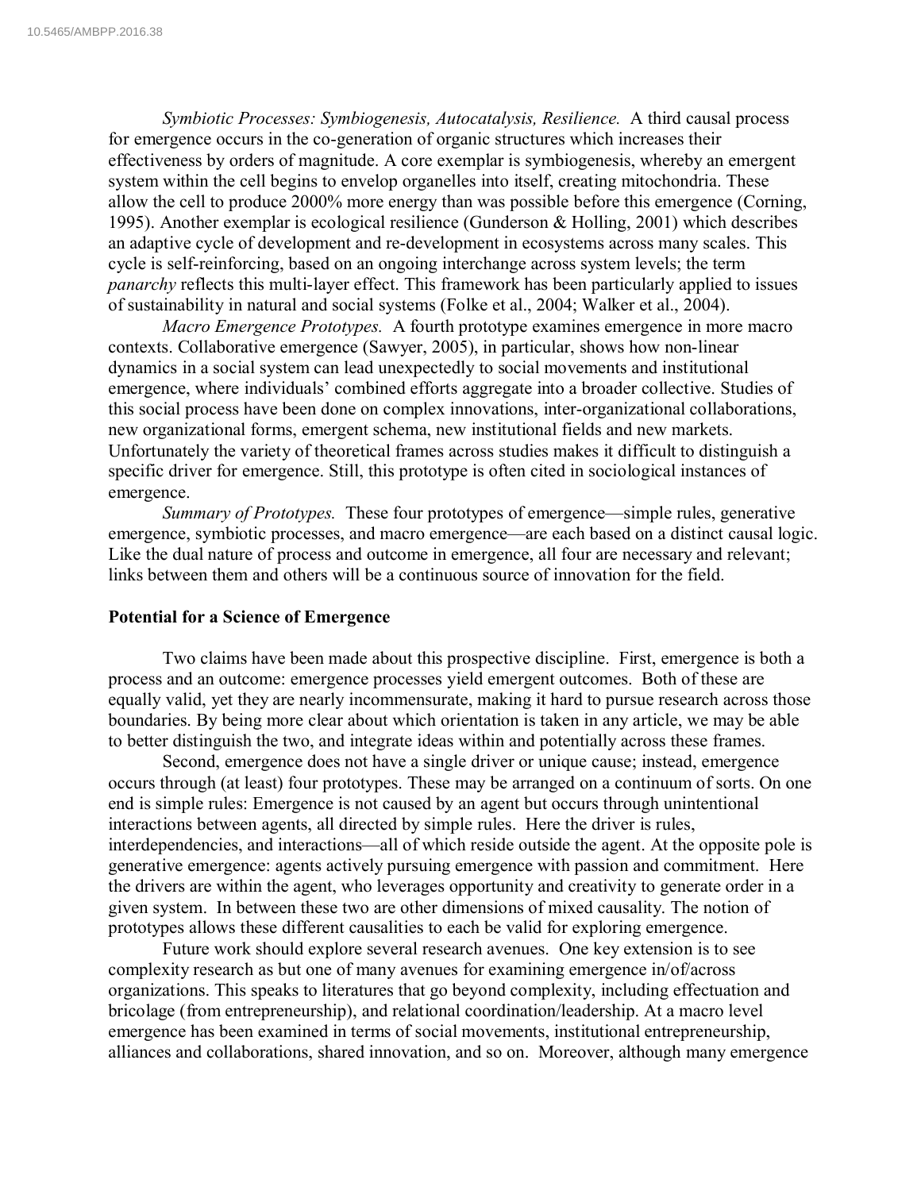*Symbiotic Processes: Symbiogenesis, Autocatalysis, Resilience.* A third causal process for emergence occurs in the co-generation of organic structures which increases their effectiveness by orders of magnitude. A core exemplar is symbiogenesis, whereby an emergent system within the cell begins to envelop organelles into itself, creating mitochondria. These allow the cell to produce 2000% more energy than was possible before this emergence (Corning, 1995). Another exemplar is ecological resilience (Gunderson & Holling, 2001) which describes an adaptive cycle of development and re-development in ecosystems across many scales. This cycle is self-reinforcing, based on an ongoing interchange across system levels; the term *panarchy* reflects this multi-layer effect. This framework has been particularly applied to issues of sustainability in natural and social systems (Folke et al., 2004; Walker et al., 2004).

*Macro Emergence Prototypes.* A fourth prototype examines emergence in more macro contexts. Collaborative emergence (Sawyer, 2005), in particular, shows how non-linear dynamics in a social system can lead unexpectedly to social movements and institutional emergence, where individuals' combined efforts aggregate into a broader collective. Studies of this social process have been done on complex innovations, inter-organizational collaborations, new organizational forms, emergent schema, new institutional fields and new markets. Unfortunately the variety of theoretical frames across studies makes it difficult to distinguish a specific driver for emergence. Still, this prototype is often cited in sociological instances of emergence.

*Summary of Prototypes.* These four prototypes of emergence—simple rules, generative emergence, symbiotic processes, and macro emergence—are each based on a distinct causal logic. Like the dual nature of process and outcome in emergence, all four are necessary and relevant; links between them and others will be a continuous source of innovation for the field.

**Potential for a Science of Emergence**

Two claims have been made about this prospective discipline. First, emergence is both a process and an outcome: emergence processes yield emergent outcomes. Both of these are equally valid, yet they are nearly incommensurate, making it hard to pursue research across those boundaries. By being more clear about which orientation is taken in any article, we may be able to better distinguish the two, and integrate ideas within and potentially across these frames.

Second, emergence does not have a single driver or unique cause; instead, emergence occurs through (at least) four prototypes. These may be arranged on a continuum of sorts. On one end is simple rules: Emergence is not caused by an agent but occurs through unintentional interactions between agents, all directed by simple rules. Here the driver is rules, interdependencies, and interactions—all of which reside outside the agent. At the opposite pole is generative emergence: agents actively pursuing emergence with passion and commitment. Here the drivers are within the agent, who leverages opportunity and creativity to generate order in a given system. In between these two are other dimensions of mixed causality. The notion of prototypes allows these different causalities to each be valid for exploring emergence.

Future work should explore several research avenues. One key extension is to see complexity research as but one of many avenues for examining emergence in/of/across organizations. This speaks to literatures that go beyond complexity, including effectuation and bricolage (from entrepreneurship), and relational coordination/leadership. At a macro level emergence has been examined in terms of social movements, institutional entrepreneurship, alliances and collaborations, shared innovation, and so on. Moreover, although many emergence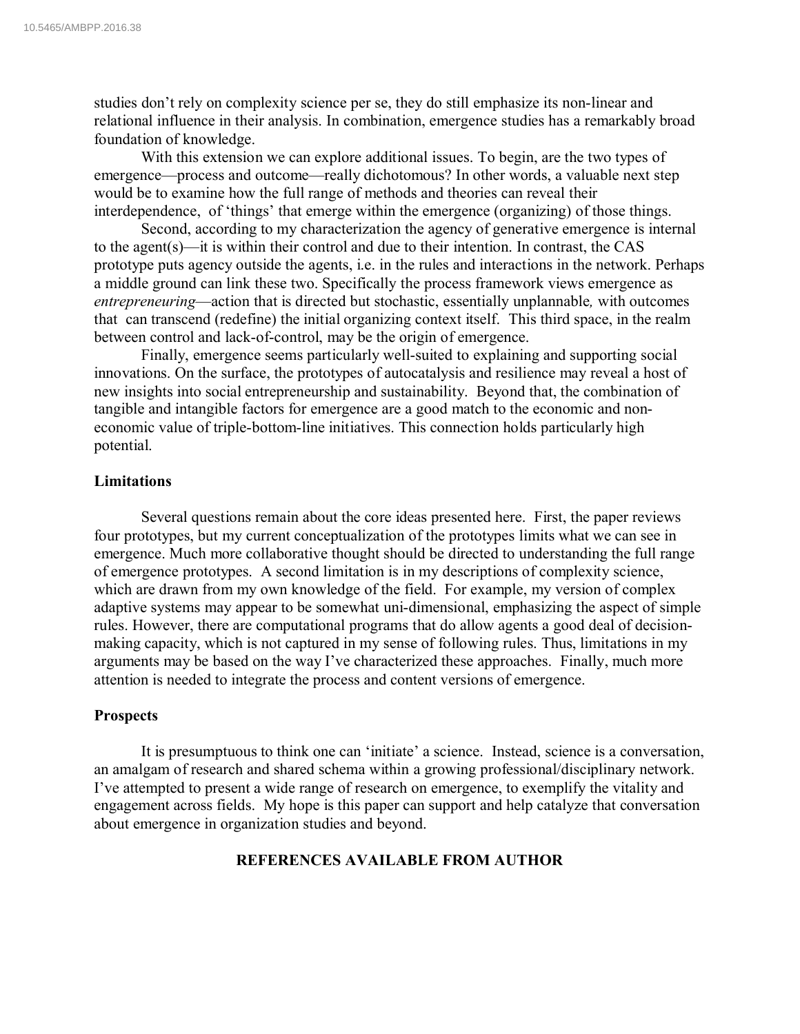studies don't rely on complexity science per se, they do still emphasize its non-linear and relational influence in their analysis. In combination, emergence studies has a remarkably broad foundation of knowledge.

With this extension we can explore additional issues. To begin, are the two types of emergence—process and outcome—really dichotomous? In other words, a valuable next step would be to examine how the full range of methods and theories can reveal their interdependence, of 'things' that emerge within the emergence (organizing) of those things.

Second, according to my characterization the agency of generative emergence is internal to the agent(s)—it is within their control and due to their intention. In contrast, the CAS prototype puts agency outside the agents, i.e. in the rules and interactions in the network. Perhaps a middle ground can link these two. Specifically the process framework views emergence as *entrepreneuring*—action that is directed but stochastic, essentially unplannable, with outcomes that can transcend (redefine) the initial organizing context itself. This third space, in the realm between control and lack-of-control, may be the origin of emergence.

Finally, emergence seems particularly well-suited to explaining and supporting social innovations. On the surface, the prototypes of autocatalysis and resilience may reveal a host of new insights into social entrepreneurship and sustainability. Beyond that, the combination of tangible and intangible factors for emergence are a good match to the economic and non-economic value of triple-bottom-line initiatives. This connection holds particularly high potential.

**Limitations**

Several questions remain about the core ideas presented here. First, the paper reviews four prototypes, but my current conceptualization of the prototypes limits what we can see in emergence. Much more collaborative thought should be directed to understanding the full range of emergence prototypes. A second limitation is in my descriptions of complexity science, which are drawn from my own knowledge of the field. For example, my version of complex adaptive systems may appear to be somewhat uni-dimensional, emphasizing the aspect of simple rules. However, there are computational programs that do allow agents a good deal of decision-making capacity, which is not captured in my sense of following rules. Thus, limitations in my arguments may be based on the way I've characterized these approaches. Finally, much more attention is needed to integrate the process and content versions of emergence.

**Prospects**

It is presumptuous to think one can 'initiate' a science. Instead, science is a conversation, an amalgam of research and shared schema within a growing professional/disciplinary network. I've attempted to present a wide range of research on emergence, to exemplify the vitality and engagement across fields. My hope is this paper can support and help catalyze that conversation about emergence in organization studies and beyond.

**REFERENCES AVAILABLE FROM AUTHOR**